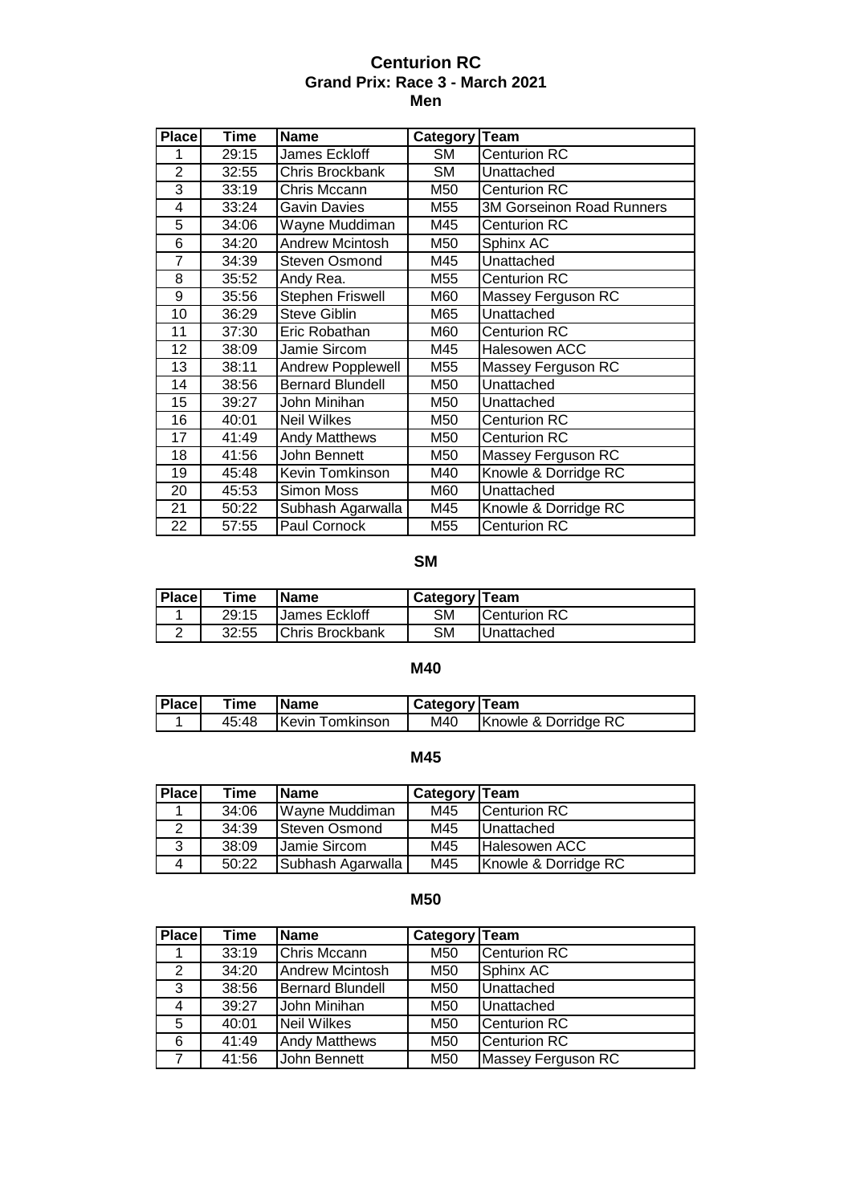# Centurion RC

## Grand Prix: Race 3 - March 2021

## Men

| Place | Time | Name | Category | Team |
|---|---|---|---|---|
| 1 | 29:15 | James Eckloff | SM | Centurion RC |
| 2 | 32:55 | Chris Brockbank | SM | Unattached |
| 3 | 33:19 | Chris Mccann | M50 | Centurion RC |
| 4 | 33:24 | Gavin Davies | M55 | 3M Gorseinon Road Runners |
| 5 | 34:06 | Wayne Muddiman | M45 | Centurion RC |
| 6 | 34:20 | Andrew Mcintosh | M50 | Sphinx AC |
| 7 | 34:39 | Steven Osmond | M45 | Unattached |
| 8 | 35:52 | Andy Rea. | M55 | Centurion RC |
| 9 | 35:56 | Stephen Friswell | M60 | Massey Ferguson RC |
| 10 | 36:29 | Steve Giblin | M65 | Unattached |
| 11 | 37:30 | Eric Robathan | M60 | Centurion RC |
| 12 | 38:09 | Jamie Sircom | M45 | Halesowen ACC |
| 13 | 38:11 | Andrew Popplewell | M55 | Massey Ferguson RC |
| 14 | 38:56 | Bernard Blundell | M50 | Unattached |
| 15 | 39:27 | John Minihan | M50 | Unattached |
| 16 | 40:01 | Neil Wilkes | M50 | Centurion RC |
| 17 | 41:49 | Andy Matthews | M50 | Centurion RC |
| 18 | 41:56 | John Bennett | M50 | Massey Ferguson RC |
| 19 | 45:48 | Kevin Tomkinson | M40 | Knowle & Dorridge RC |
| 20 | 45:53 | Simon Moss | M60 | Unattached |
| 21 | 50:22 | Subhash Agarwalla | M45 | Knowle & Dorridge RC |
| 22 | 57:55 | Paul Cornock | M55 | Centurion RC |

### SM

| Place | Time | Name | Category | Team |
|---|---|---|---|---|
| 1 | 29:15 | James Eckloff | SM | Centurion RC |
| 2 | 32:55 | Chris Brockbank | SM | Unattached |

### M40

| Place | Time | Name | Category | Team |
|---|---|---|---|---|
| 1 | 45:48 | Kevin Tomkinson | M40 | Knowle & Dorridge RC |

### M45

| Place | Time | Name | Category | Team |
|---|---|---|---|---|
| 1 | 34:06 | Wayne Muddiman | M45 | Centurion RC |
| 2 | 34:39 | Steven Osmond | M45 | Unattached |
| 3 | 38:09 | Jamie Sircom | M45 | Halesowen ACC |
| 4 | 50:22 | Subhash Agarwalla | M45 | Knowle & Dorridge RC |

### M50

| Place | Time | Name | Category | Team |
|---|---|---|---|---|
| 1 | 33:19 | Chris Mccann | M50 | Centurion RC |
| 2 | 34:20 | Andrew Mcintosh | M50 | Sphinx AC |
| 3 | 38:56 | Bernard Blundell | M50 | Unattached |
| 4 | 39:27 | John Minihan | M50 | Unattached |
| 5 | 40:01 | Neil Wilkes | M50 | Centurion RC |
| 6 | 41:49 | Andy Matthews | M50 | Centurion RC |
| 7 | 41:56 | John Bennett | M50 | Massey Ferguson RC |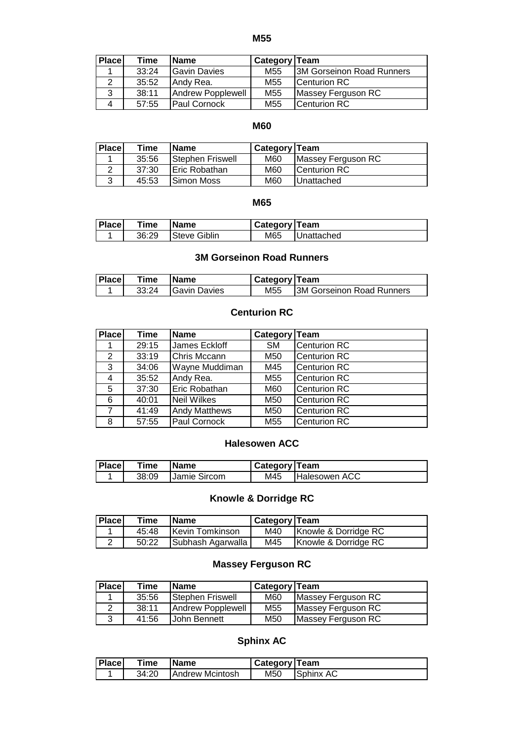## M55

| Place | Time | Name | Category | Team |
|---|---|---|---|---|
| 1 | 33:24 | Gavin Davies | M55 | 3M Gorseinon Road Runners |
| 2 | 35:52 | Andy Rea. | M55 | Centurion RC |
| 3 | 38:11 | Andrew Popplewell | M55 | Massey Ferguson RC |
| 4 | 57:55 | Paul Cornock | M55 | Centurion RC |

## M60

| Place | Time | Name | Category | Team |
|---|---|---|---|---|
| 1 | 35:56 | Stephen Friswell | M60 | Massey Ferguson RC |
| 2 | 37:30 | Eric Robathan | M60 | Centurion RC |
| 3 | 45:53 | Simon Moss | M60 | Unattached |

## M65

| Place | Time | Name | Category | Team |
|---|---|---|---|---|
| 1 | 36:29 | Steve Giblin | M65 | Unattached |

## 3M Gorseinon Road Runners

| Place | Time | Name | Category | Team |
|---|---|---|---|---|
| 1 | 33:24 | Gavin Davies | M55 | 3M Gorseinon Road Runners |

## Centurion RC

| Place | Time | Name | Category | Team |
|---|---|---|---|---|
| 1 | 29:15 | James Eckloff | SM | Centurion RC |
| 2 | 33:19 | Chris Mccann | M50 | Centurion RC |
| 3 | 34:06 | Wayne Muddiman | M45 | Centurion RC |
| 4 | 35:52 | Andy Rea. | M55 | Centurion RC |
| 5 | 37:30 | Eric Robathan | M60 | Centurion RC |
| 6 | 40:01 | Neil Wilkes | M50 | Centurion RC |
| 7 | 41:49 | Andy Matthews | M50 | Centurion RC |
| 8 | 57:55 | Paul Cornock | M55 | Centurion RC |

## Halesowen ACC

| Place | Time | Name | Category | Team |
|---|---|---|---|---|
| 1 | 38:09 | Jamie Sircom | M45 | Halesowen ACC |

## Knowle & Dorridge RC

| Place | Time | Name | Category | Team |
|---|---|---|---|---|
| 1 | 45:48 | Kevin Tomkinson | M40 | Knowle & Dorridge RC |
| 2 | 50:22 | Subhash Agarwalla | M45 | Knowle & Dorridge RC |

## Massey Ferguson RC

| Place | Time | Name | Category | Team |
|---|---|---|---|---|
| 1 | 35:56 | Stephen Friswell | M60 | Massey Ferguson RC |
| 2 | 38:11 | Andrew Popplewell | M55 | Massey Ferguson RC |
| 3 | 41:56 | John Bennett | M50 | Massey Ferguson RC |

## Sphinx AC

| Place | Time | Name | Category | Team |
|---|---|---|---|---|
| 1 | 34:20 | Andrew Mcintosh | M50 | Sphinx AC |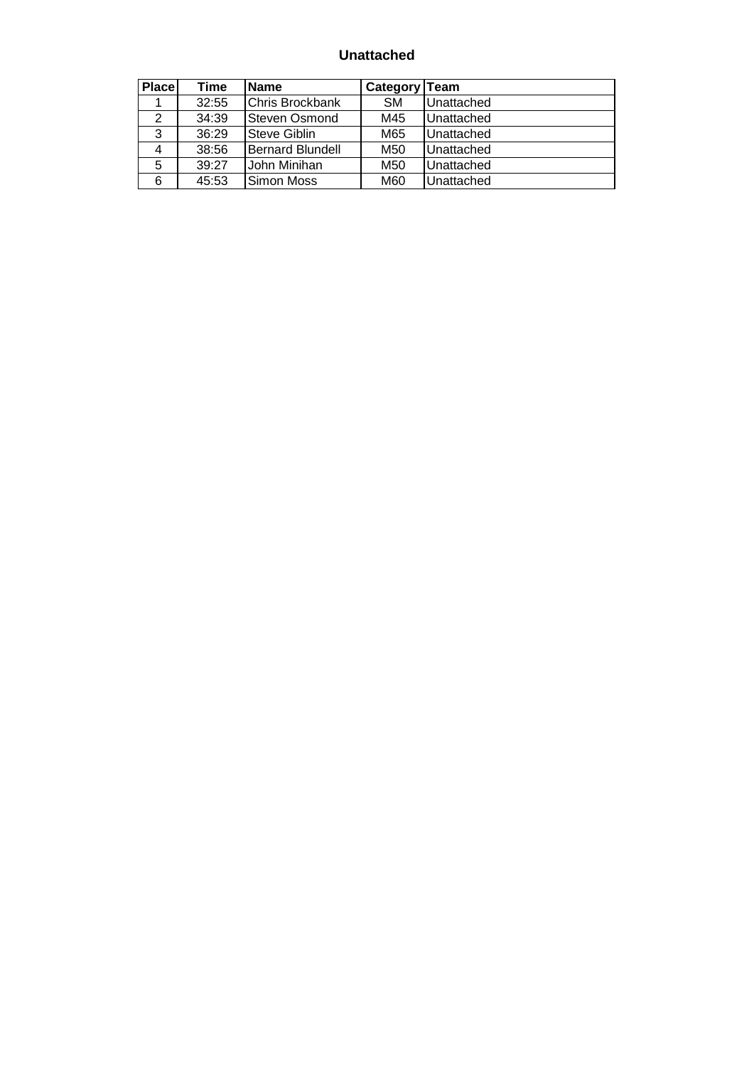## Unattached

| Place | Time | Name | Category | Team |
|---|---|---|---|---|
| 1 | 32:55 | Chris Brockbank | SM | Unattached |
| 2 | 34:39 | Steven Osmond | M45 | Unattached |
| 3 | 36:29 | Steve Giblin | M65 | Unattached |
| 4 | 38:56 | Bernard Blundell | M50 | Unattached |
| 5 | 39:27 | John Minihan | M50 | Unattached |
| 6 | 45:53 | Simon Moss | M60 | Unattached |